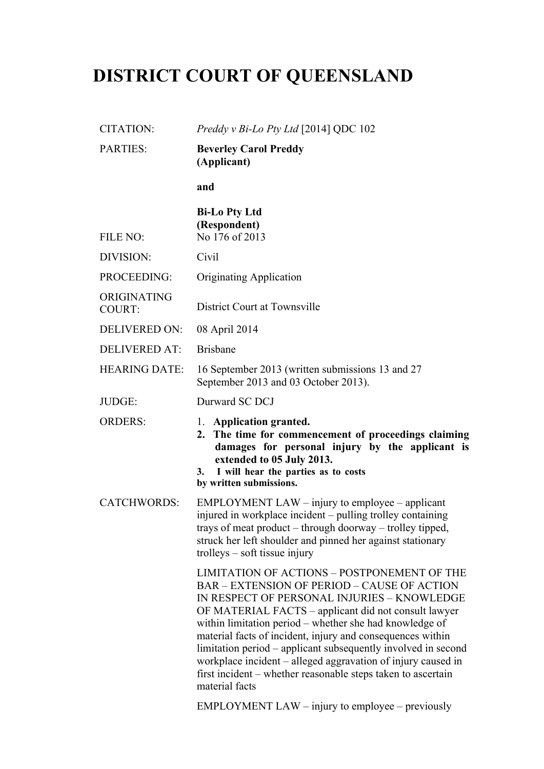# DISTRICT COURT OF QUEENSLAND

| | |
|---|---|
| CITATION: | *Preddy v Bi-Lo Pty Ltd* [2014] QDC 102 |
| PARTIES: | **Beverley Carol Preddy (Applicant)**<br><br>**and**<br><br>**Bi-Lo Pty Ltd (Respondent)** |
| FILE NO: | No 176 of 2013 |
| DIVISION: | Civil |
| PROCEEDING: | Originating Application |
| ORIGINATING COURT: | District Court at Townsville |
| DELIVERED ON: | 08 April 2014 |
| DELIVERED AT: | Brisbane |
| HEARING DATE: | 16 September 2013 (written submissions 13 and 27 September 2013 and 03 October 2013). |
| JUDGE: | Durward SC DCJ |
| ORDERS: | 1. **Application granted.**<br>2. **The time for commencement of proceedings claiming damages for personal injury by the applicant is extended to 05 July 2013.**<br>3. **I will hear the parties as to costs by written submissions.** |
| CATCHWORDS: | EMPLOYMENT LAW – injury to employee – applicant injured in workplace incident – pulling trolley containing trays of meat product – through doorway – trolley tipped, struck her left shoulder and pinned her against stationary trolleys – soft tissue injury<br><br>LIMITATION OF ACTIONS – POSTPONEMENT OF THE BAR – EXTENSION OF PERIOD – CAUSE OF ACTION IN RESPECT OF PERSONAL INJURIES – KNOWLEDGE OF MATERIAL FACTS – applicant did not consult lawyer within limitation period – whether she had knowledge of material facts of incident, injury and consequences within limitation period – applicant subsequently involved in second workplace incident – alleged aggravation of injury caused in first incident – whether reasonable steps taken to ascertain material facts<br><br>EMPLOYMENT LAW – injury to employee – previously |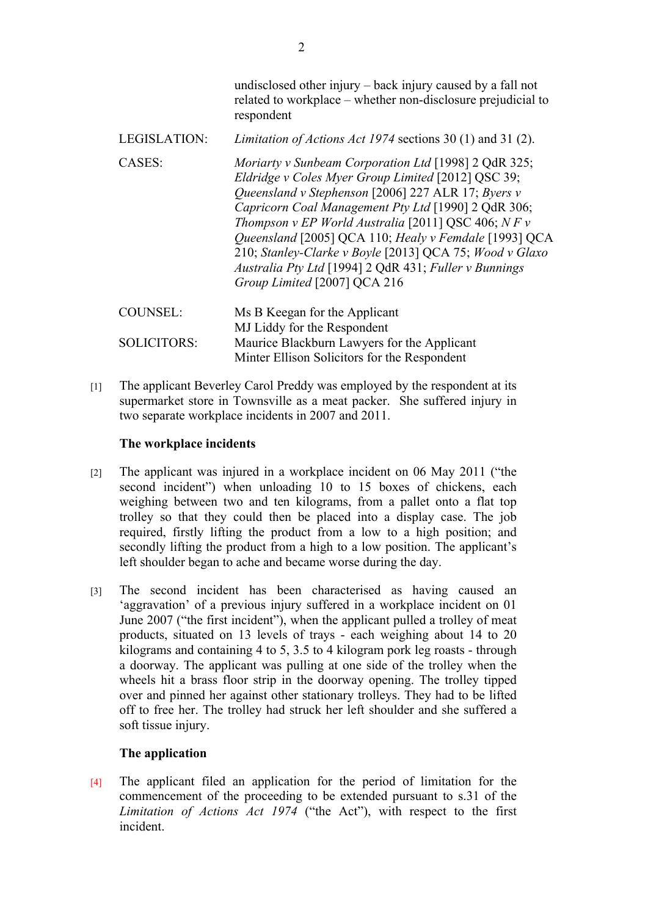| | |
|---|---|
| | undisclosed other injury – back injury caused by a fall not related to workplace – whether non-disclosure prejudicial to respondent |
| LEGISLATION: | *Limitation of Actions Act 1974* sections 30 (1) and 31 (2). |
| CASES: | *Moriarty v Sunbeam Corporation Ltd* [1998] 2 QdR 325; *Eldridge v Coles Myer Group Limited* [2012] QSC 39; *Queensland v Stephenson* [2006] 227 ALR 17; *Byers v Capricorn Coal Management Pty Ltd* [1990] 2 QdR 306; *Thompson v EP World Australia* [2011] QSC 406; *N F v Queensland* [2005] QCA 110; *Healy v Femdale* [1993] QCA 210; *Stanley-Clarke v Boyle* [2013] QCA 75; *Wood v Glaxo Australia Pty Ltd* [1994] 2 QdR 431; *Fuller v Bunnings Group Limited* [2007] QCA 216 |
| COUNSEL: | Ms B Keegan for the Applicant<br>MJ Liddy for the Respondent |
| SOLICITORS: | Maurice Blackburn Lawyers for the Applicant<br>Minter Ellison Solicitors for the Respondent |

[1] The applicant Beverley Carol Preddy was employed by the respondent at its supermarket store in Townsville as a meat packer. She suffered injury in two separate workplace incidents in 2007 and 2011.

**The workplace incidents**

[2] The applicant was injured in a workplace incident on 06 May 2011 ("the second incident") when unloading 10 to 15 boxes of chickens, each weighing between two and ten kilograms, from a pallet onto a flat top trolley so that they could then be placed into a display case. The job required, firstly lifting the product from a low to a high position; and secondly lifting the product from a high to a low position. The applicant's left shoulder began to ache and became worse during the day.

[3] The second incident has been characterised as having caused an 'aggravation' of a previous injury suffered in a workplace incident on 01 June 2007 ("the first incident"), when the applicant pulled a trolley of meat products, situated on 13 levels of trays - each weighing about 14 to 20 kilograms and containing 4 to 5, 3.5 to 4 kilogram pork leg roasts - through a doorway. The applicant was pulling at one side of the trolley when the wheels hit a brass floor strip in the doorway opening. The trolley tipped over and pinned her against other stationary trolleys. They had to be lifted off to free her. The trolley had struck her left shoulder and she suffered a soft tissue injury.

**The application**

[4] The applicant filed an application for the period of limitation for the commencement of the proceeding to be extended pursuant to s.31 of the *Limitation of Actions Act 1974* ("the Act"), with respect to the first incident.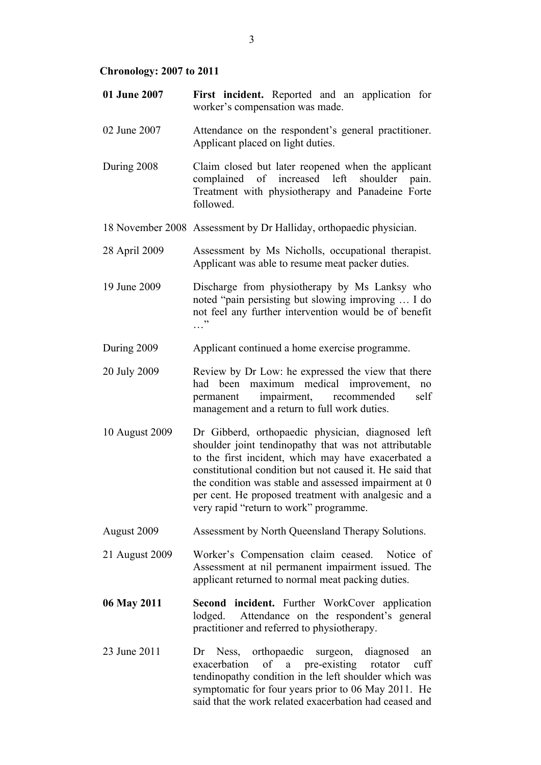**Chronology: 2007 to 2011**

| | |
|---|---|
| **01 June 2007** | **First incident.** Reported and an application for worker's compensation was made. |
| 02 June 2007 | Attendance on the respondent's general practitioner. Applicant placed on light duties. |
| During 2008 | Claim closed but later reopened when the applicant complained of increased left shoulder pain. Treatment with physiotherapy and Panadeine Forte followed. |
| 18 November 2008 | Assessment by Dr Halliday, orthopaedic physician. |
| 28 April 2009 | Assessment by Ms Nicholls, occupational therapist. Applicant was able to resume meat packer duties. |
| 19 June 2009 | Discharge from physiotherapy by Ms Lanksy who noted "pain persisting but slowing improving … I do not feel any further intervention would be of benefit …" |
| During 2009 | Applicant continued a home exercise programme. |
| 20 July 2009 | Review by Dr Low: he expressed the view that there had been maximum medical improvement, no permanent impairment, recommended self management and a return to full work duties. |
| 10 August 2009 | Dr Gibberd, orthopaedic physician, diagnosed left shoulder joint tendinopathy that was not attributable to the first incident, which may have exacerbated a constitutional condition but not caused it. He said that the condition was stable and assessed impairment at 0 per cent. He proposed treatment with analgesic and a very rapid "return to work" programme. |
| August 2009 | Assessment by North Queensland Therapy Solutions. |
| 21 August 2009 | Worker's Compensation claim ceased. Notice of Assessment at nil permanent impairment issued. The applicant returned to normal meat packing duties. |
| **06 May 2011** | **Second incident.** Further WorkCover application lodged. Attendance on the respondent's general practitioner and referred to physiotherapy. |
| 23 June 2011 | Dr Ness, orthopaedic surgeon, diagnosed an exacerbation of a pre-existing rotator cuff tendinopathy condition in the left shoulder which was symptomatic for four years prior to 06 May 2011. He said that the work related exacerbation had ceased and |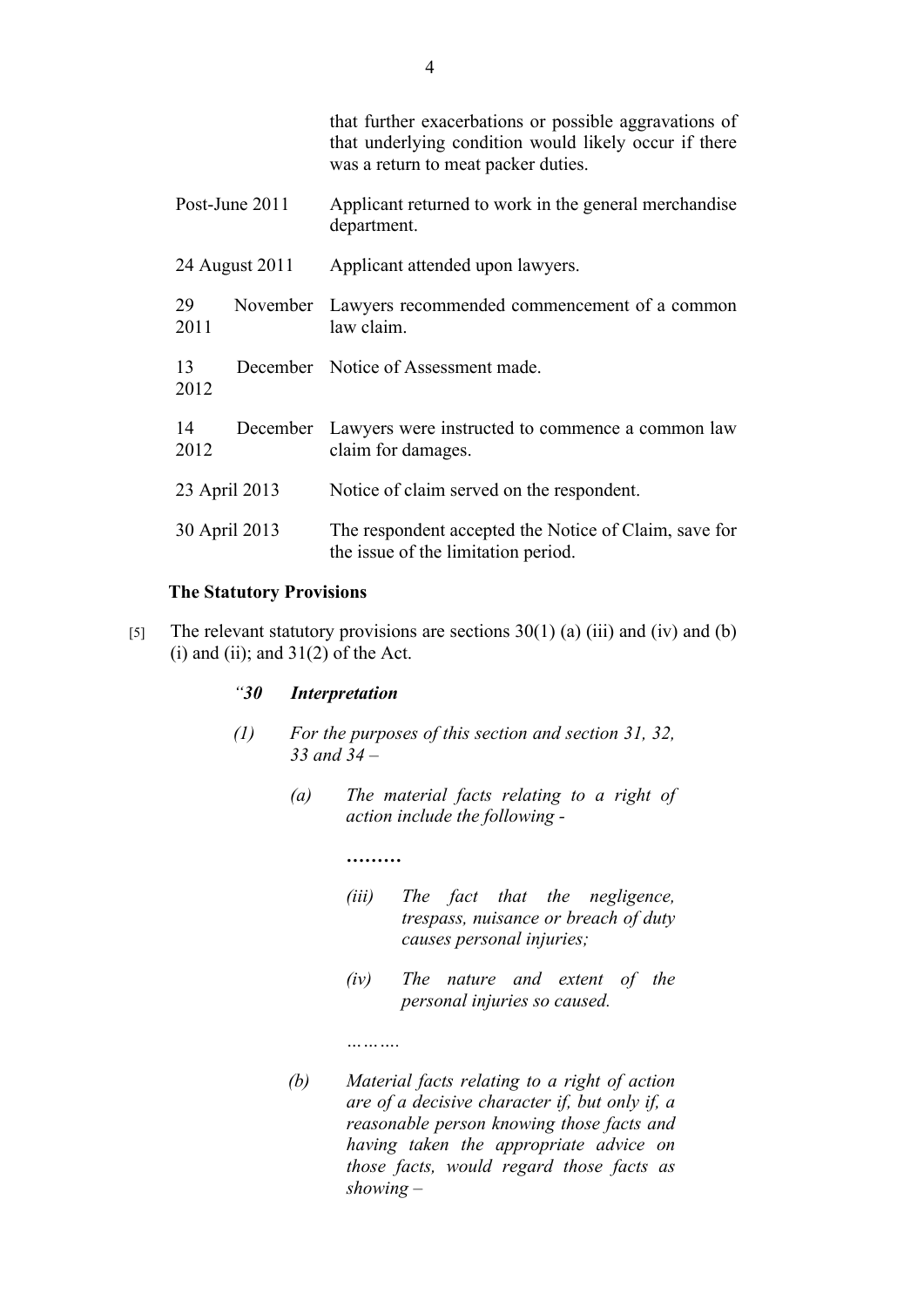| | |
|---|---|
| | that further exacerbations or possible aggravations of that underlying condition would likely occur if there was a return to meat packer duties. |
| Post-June 2011 | Applicant returned to work in the general merchandise department. |
| 24 August 2011 | Applicant attended upon lawyers. |
| 29 November 2011 | Lawyers recommended commencement of a common law claim. |
| 13 December 2012 | Notice of Assessment made. |
| 14 December 2012 | Lawyers were instructed to commence a common law claim for damages. |
| 23 April 2013 | Notice of claim served on the respondent. |
| 30 April 2013 | The respondent accepted the Notice of Claim, save for the issue of the limitation period. |

**The Statutory Provisions**

[5] The relevant statutory provisions are sections 30(1) (a) (iii) and (iv) and (b) (i) and (ii); and 31(2) of the Act.

> *"**30 Interpretation***
>
> *(1) For the purposes of this section and section 31, 32, 33 and 34 –*
>
> > *(a) The material facts relating to a right of action include the following -*
> >
> > **………**
> >
> > > *(iii) The fact that the negligence, trespass, nuisance or breach of duty causes personal injuries;*
> > >
> > > *(iv) The nature and extent of the personal injuries so caused.*
> >
> > *……….*
> >
> > *(b) Material facts relating to a right of action are of a decisive character if, but only if, a reasonable person knowing those facts and having taken the appropriate advice on those facts, would regard those facts as showing –*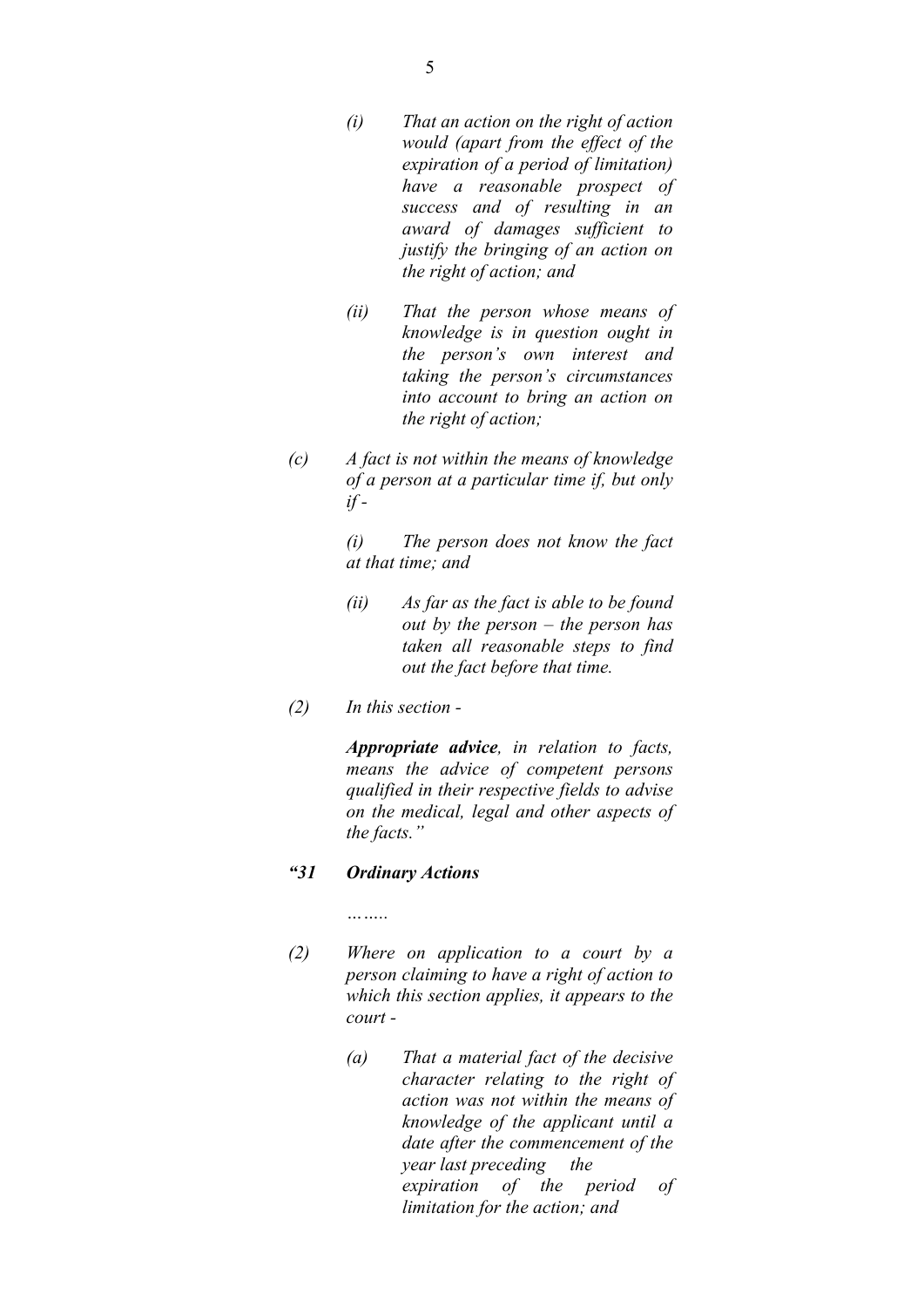> *(i) That an action on the right of action would (apart from the effect of the expiration of a period of limitation) have a reasonable prospect of success and of resulting in an award of damages sufficient to justify the bringing of an action on the right of action; and*
>
> *(ii) That the person whose means of knowledge is in question ought in the person's own interest and taking the person's circumstances into account to bring an action on the right of action;*
>
> *(c) A fact is not within the means of knowledge of a person at a particular time if, but only if -*
>
> *(i) The person does not know the fact at that time; and*
>
> *(ii) As far as the fact is able to be found out by the person – the person has taken all reasonable steps to find out the fact before that time.*
>
> *(2) In this section -*
>
> ***Appropriate advice****, in relation to facts, means the advice of competent persons qualified in their respective fields to advise on the medical, legal and other aspects of the facts."*
>
> ***"31 Ordinary Actions***
>
> *……..*
>
> *(2) Where on application to a court by a person claiming to have a right of action to which this section applies, it appears to the court -*
>
> *(a) That a material fact of the decisive character relating to the right of action was not within the means of knowledge of the applicant until a date after the commencement of the year last preceding the expiration of the period of limitation for the action; and*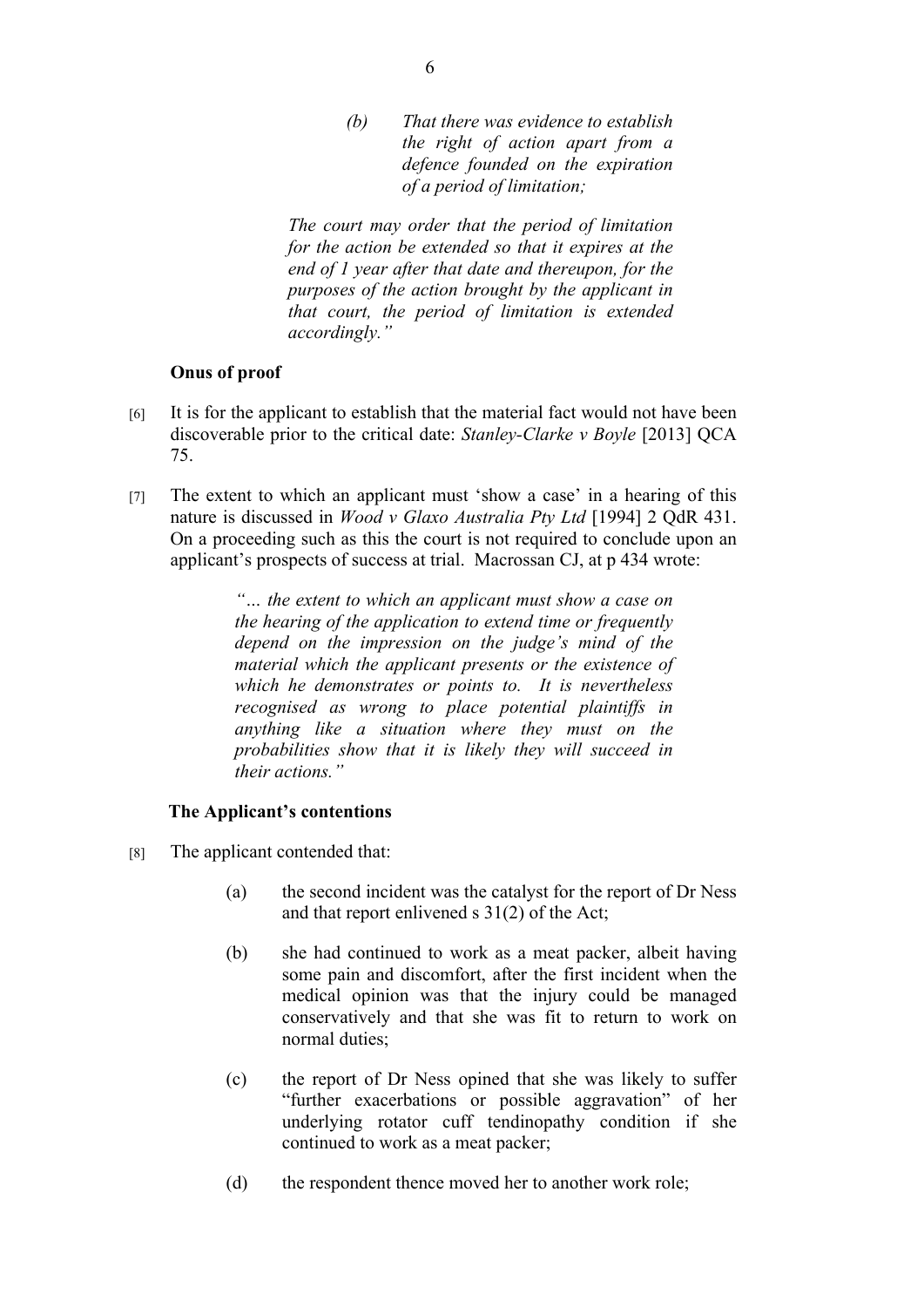> *(b) That there was evidence to establish the right of action apart from a defence founded on the expiration of a period of limitation;*
>
> *The court may order that the period of limitation for the action be extended so that it expires at the end of 1 year after that date and thereupon, for the purposes of the action brought by the applicant in that court, the period of limitation is extended accordingly."*

**Onus of proof**

[6] It is for the applicant to establish that the material fact would not have been discoverable prior to the critical date: *Stanley-Clarke v Boyle* [2013] QCA 75.

[7] The extent to which an applicant must 'show a case' in a hearing of this nature is discussed in *Wood v Glaxo Australia Pty Ltd* [1994] 2 QdR 431. On a proceeding such as this the court is not required to conclude upon an applicant's prospects of success at trial. Macrossan CJ, at p 434 wrote:

> *"… the extent to which an applicant must show a case on the hearing of the application to extend time or frequently depend on the impression on the judge's mind of the material which the applicant presents or the existence of which he demonstrates or points to. It is nevertheless recognised as wrong to place potential plaintiffs in anything like a situation where they must on the probabilities show that it is likely they will succeed in their actions."*

**The Applicant's contentions**

[8] The applicant contended that:

(a) the second incident was the catalyst for the report of Dr Ness and that report enlivened s 31(2) of the Act;

(b) she had continued to work as a meat packer, albeit having some pain and discomfort, after the first incident when the medical opinion was that the injury could be managed conservatively and that she was fit to return to work on normal duties;

(c) the report of Dr Ness opined that she was likely to suffer "further exacerbations or possible aggravation" of her underlying rotator cuff tendinopathy condition if she continued to work as a meat packer;

(d) the respondent thence moved her to another work role;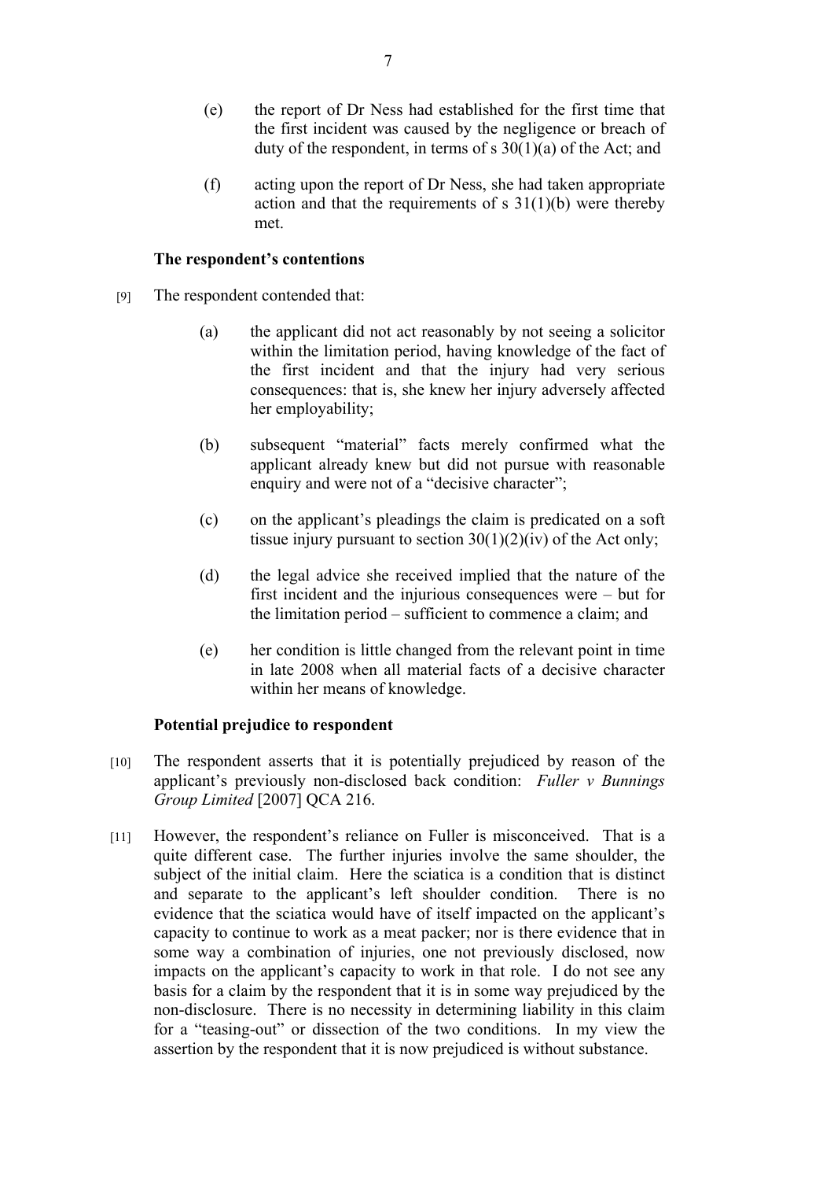(e) the report of Dr Ness had established for the first time that the first incident was caused by the negligence or breach of duty of the respondent, in terms of s 30(1)(a) of the Act; and

(f) acting upon the report of Dr Ness, she had taken appropriate action and that the requirements of s 31(1)(b) were thereby met.

### The respondent's contentions

[9] The respondent contended that:

(a) the applicant did not act reasonably by not seeing a solicitor within the limitation period, having knowledge of the fact of the first incident and that the injury had very serious consequences: that is, she knew her injury adversely affected her employability;

(b) subsequent "material" facts merely confirmed what the applicant already knew but did not pursue with reasonable enquiry and were not of a "decisive character";

(c) on the applicant's pleadings the claim is predicated on a soft tissue injury pursuant to section 30(1)(2)(iv) of the Act only;

(d) the legal advice she received implied that the nature of the first incident and the injurious consequences were – but for the limitation period – sufficient to commence a claim; and

(e) her condition is little changed from the relevant point in time in late 2008 when all material facts of a decisive character within her means of knowledge.

### Potential prejudice to respondent

[10] The respondent asserts that it is potentially prejudiced by reason of the applicant's previously non-disclosed back condition: *Fuller v Bunnings Group Limited* [2007] QCA 216.

[11] However, the respondent's reliance on Fuller is misconceived. That is a quite different case. The further injuries involve the same shoulder, the subject of the initial claim. Here the sciatica is a condition that is distinct and separate to the applicant's left shoulder condition. There is no evidence that the sciatica would have of itself impacted on the applicant's capacity to continue to work as a meat packer; nor is there evidence that in some way a combination of injuries, one not previously disclosed, now impacts on the applicant's capacity to work in that role. I do not see any basis for a claim by the respondent that it is in some way prejudiced by the non-disclosure. There is no necessity in determining liability in this claim for a "teasing-out" or dissection of the two conditions. In my view the assertion by the respondent that it is now prejudiced is without substance.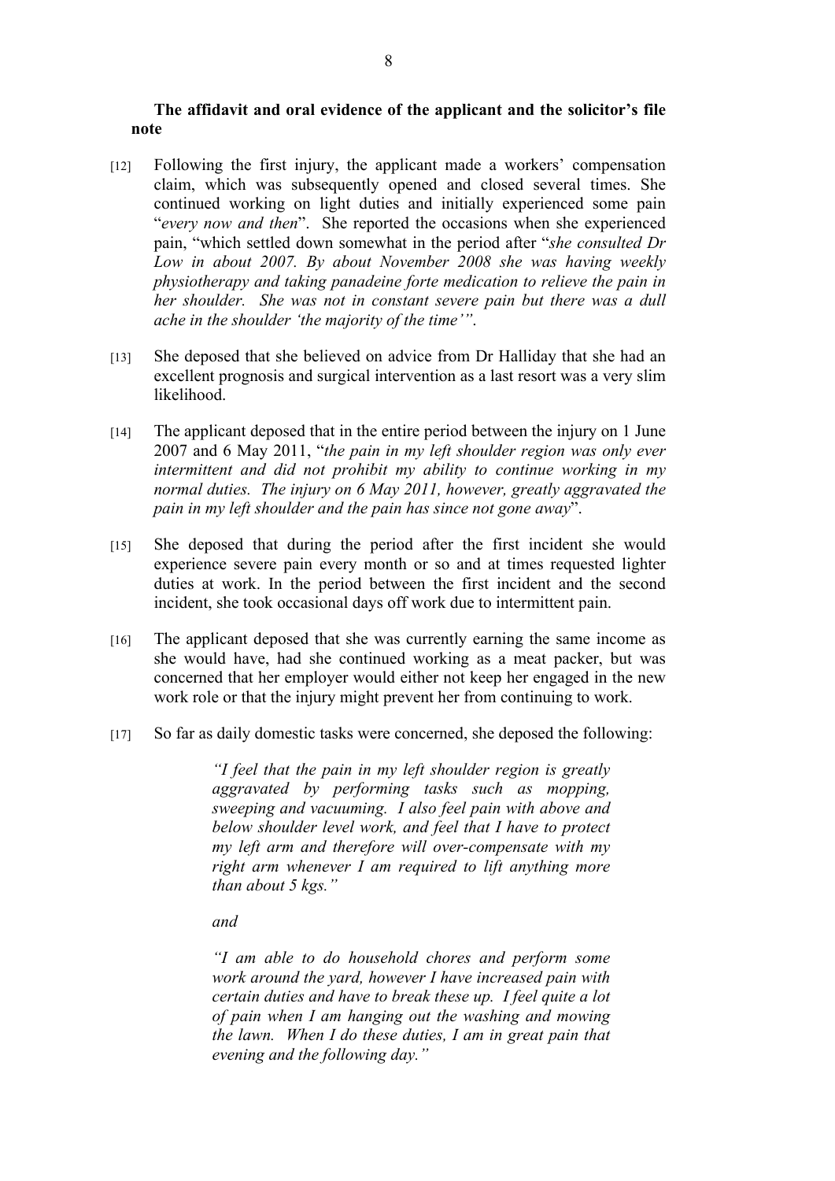**The affidavit and oral evidence of the applicant and the solicitor's file note**

[12] Following the first injury, the applicant made a workers' compensation claim, which was subsequently opened and closed several times. She continued working on light duties and initially experienced some pain "*every now and then*". She reported the occasions when she experienced pain, "which settled down somewhat in the period after "*she consulted Dr Low in about 2007. By about November 2008 she was having weekly physiotherapy and taking panadeine forte medication to relieve the pain in her shoulder. She was not in constant severe pain but there was a dull ache in the shoulder 'the majority of the time'*".

[13] She deposed that she believed on advice from Dr Halliday that she had an excellent prognosis and surgical intervention as a last resort was a very slim likelihood.

[14] The applicant deposed that in the entire period between the injury on 1 June 2007 and 6 May 2011, "*the pain in my left shoulder region was only ever intermittent and did not prohibit my ability to continue working in my normal duties. The injury on 6 May 2011, however, greatly aggravated the pain in my left shoulder and the pain has since not gone away*".

[15] She deposed that during the period after the first incident she would experience severe pain every month or so and at times requested lighter duties at work. In the period between the first incident and the second incident, she took occasional days off work due to intermittent pain.

[16] The applicant deposed that she was currently earning the same income as she would have, had she continued working as a meat packer, but was concerned that her employer would either not keep her engaged in the new work role or that the injury might prevent her from continuing to work.

[17] So far as daily domestic tasks were concerned, she deposed the following:

> *"I feel that the pain in my left shoulder region is greatly aggravated by performing tasks such as mopping, sweeping and vacuuming. I also feel pain with above and below shoulder level work, and feel that I have to protect my left arm and therefore will over-compensate with my right arm whenever I am required to lift anything more than about 5 kgs."*
>
> *and*
>
> *"I am able to do household chores and perform some work around the yard, however I have increased pain with certain duties and have to break these up. I feel quite a lot of pain when I am hanging out the washing and mowing the lawn. When I do these duties, I am in great pain that evening and the following day."*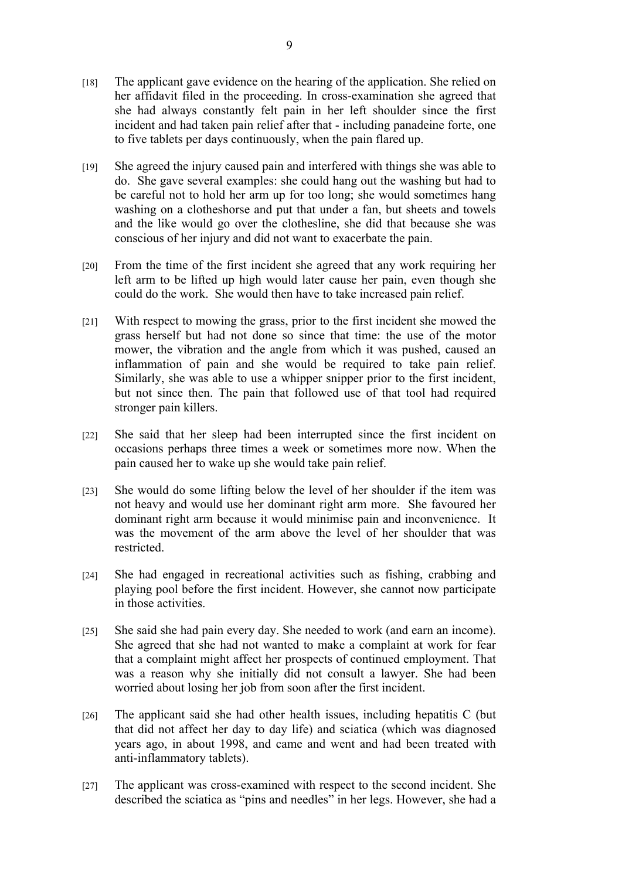[18] The applicant gave evidence on the hearing of the application. She relied on her affidavit filed in the proceeding. In cross-examination she agreed that she had always constantly felt pain in her left shoulder since the first incident and had taken pain relief after that - including panadeine forte, one to five tablets per days continuously, when the pain flared up.

[19] She agreed the injury caused pain and interfered with things she was able to do. She gave several examples: she could hang out the washing but had to be careful not to hold her arm up for too long; she would sometimes hang washing on a clotheshorse and put that under a fan, but sheets and towels and the like would go over the clothesline, she did that because she was conscious of her injury and did not want to exacerbate the pain.

[20] From the time of the first incident she agreed that any work requiring her left arm to be lifted up high would later cause her pain, even though she could do the work. She would then have to take increased pain relief.

[21] With respect to mowing the grass, prior to the first incident she mowed the grass herself but had not done so since that time: the use of the motor mower, the vibration and the angle from which it was pushed, caused an inflammation of pain and she would be required to take pain relief. Similarly, she was able to use a whipper snipper prior to the first incident, but not since then. The pain that followed use of that tool had required stronger pain killers.

[22] She said that her sleep had been interrupted since the first incident on occasions perhaps three times a week or sometimes more now. When the pain caused her to wake up she would take pain relief.

[23] She would do some lifting below the level of her shoulder if the item was not heavy and would use her dominant right arm more. She favoured her dominant right arm because it would minimise pain and inconvenience. It was the movement of the arm above the level of her shoulder that was restricted.

[24] She had engaged in recreational activities such as fishing, crabbing and playing pool before the first incident. However, she cannot now participate in those activities.

[25] She said she had pain every day. She needed to work (and earn an income). She agreed that she had not wanted to make a complaint at work for fear that a complaint might affect her prospects of continued employment. That was a reason why she initially did not consult a lawyer. She had been worried about losing her job from soon after the first incident.

[26] The applicant said she had other health issues, including hepatitis C (but that did not affect her day to day life) and sciatica (which was diagnosed years ago, in about 1998, and came and went and had been treated with anti-inflammatory tablets).

[27] The applicant was cross-examined with respect to the second incident. She described the sciatica as "pins and needles" in her legs. However, she had a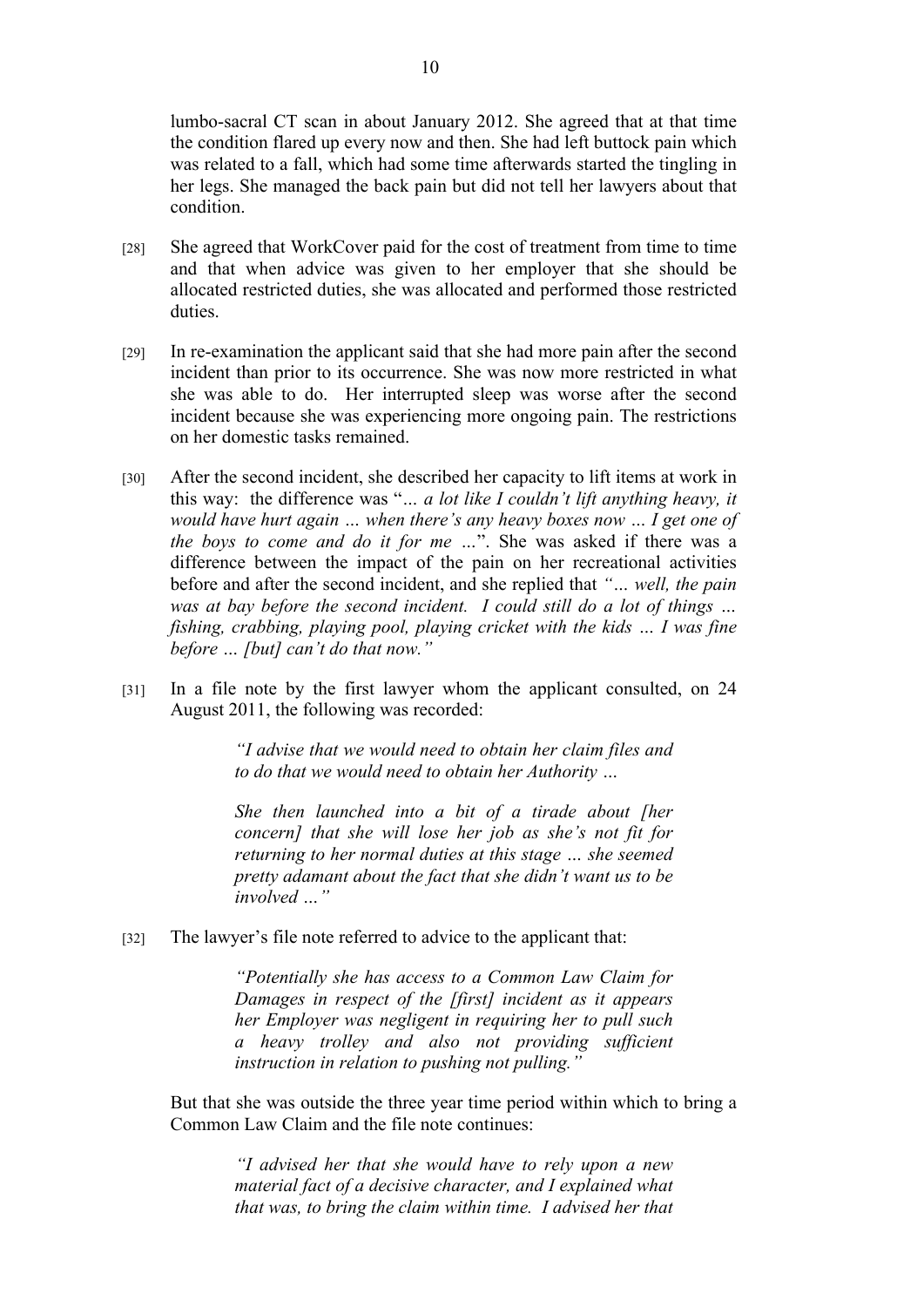lumbo-sacral CT scan in about January 2012. She agreed that at that time the condition flared up every now and then. She had left buttock pain which was related to a fall, which had some time afterwards started the tingling in her legs. She managed the back pain but did not tell her lawyers about that condition.

[28] She agreed that WorkCover paid for the cost of treatment from time to time and that when advice was given to her employer that she should be allocated restricted duties, she was allocated and performed those restricted duties.

[29] In re-examination the applicant said that she had more pain after the second incident than prior to its occurrence. She was now more restricted in what she was able to do. Her interrupted sleep was worse after the second incident because she was experiencing more ongoing pain. The restrictions on her domestic tasks remained.

[30] After the second incident, she described her capacity to lift items at work in this way: the difference was "*… a lot like I couldn't lift anything heavy, it would have hurt again … when there's any heavy boxes now … I get one of the boys to come and do it for me …*". She was asked if there was a difference between the impact of the pain on her recreational activities before and after the second incident, and she replied that *"… well, the pain was at bay before the second incident. I could still do a lot of things … fishing, crabbing, playing pool, playing cricket with the kids … I was fine before … [but] can't do that now."*

[31] In a file note by the first lawyer whom the applicant consulted, on 24 August 2011, the following was recorded:

> *"I advise that we would need to obtain her claim files and to do that we would need to obtain her Authority …*
>
> *She then launched into a bit of a tirade about [her concern] that she will lose her job as she's not fit for returning to her normal duties at this stage … she seemed pretty adamant about the fact that she didn't want us to be involved …"*

[32] The lawyer's file note referred to advice to the applicant that:

> *"Potentially she has access to a Common Law Claim for Damages in respect of the [first] incident as it appears her Employer was negligent in requiring her to pull such a heavy trolley and also not providing sufficient instruction in relation to pushing not pulling."*

But that she was outside the three year time period within which to bring a Common Law Claim and the file note continues:

> *"I advised her that she would have to rely upon a new material fact of a decisive character, and I explained what that was, to bring the claim within time. I advised her that*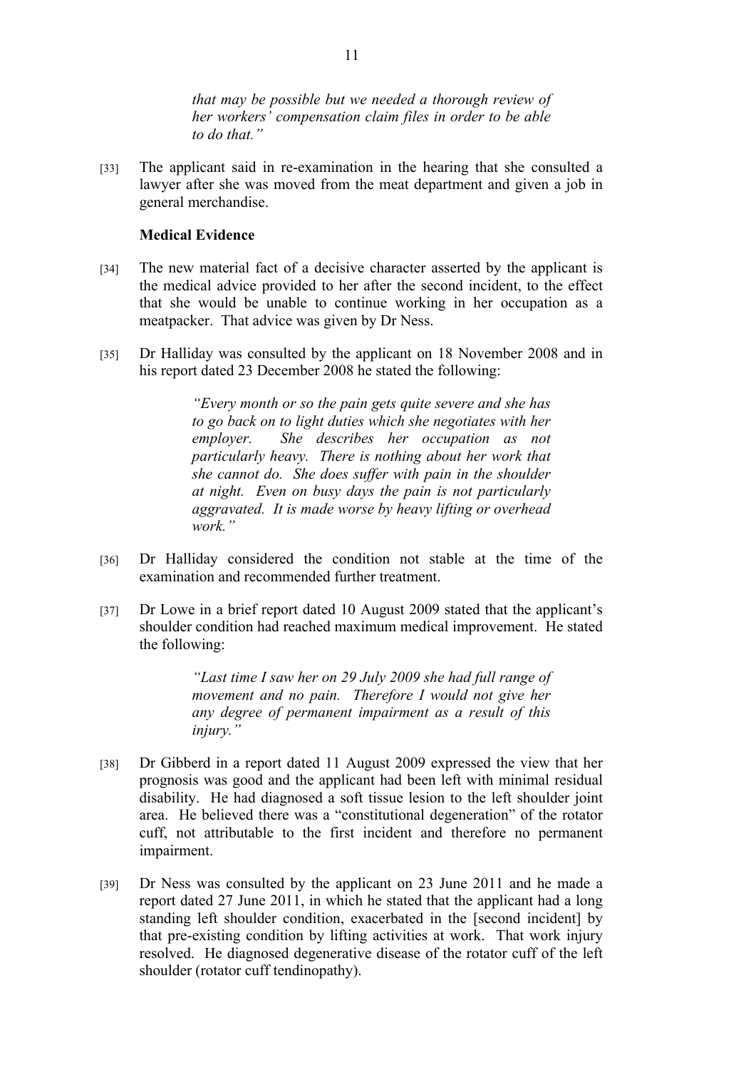> *that may be possible but we needed a thorough review of her workers' compensation claim files in order to be able to do that."*

[33] The applicant said in re-examination in the hearing that she consulted a lawyer after she was moved from the meat department and given a job in general merchandise.

**Medical Evidence**

[34] The new material fact of a decisive character asserted by the applicant is the medical advice provided to her after the second incident, to the effect that she would be unable to continue working in her occupation as a meatpacker. That advice was given by Dr Ness.

[35] Dr Halliday was consulted by the applicant on 18 November 2008 and in his report dated 23 December 2008 he stated the following:

> *"Every month or so the pain gets quite severe and she has to go back on to light duties which she negotiates with her employer. She describes her occupation as not particularly heavy. There is nothing about her work that she cannot do. She does suffer with pain in the shoulder at night. Even on busy days the pain is not particularly aggravated. It is made worse by heavy lifting or overhead work."*

[36] Dr Halliday considered the condition not stable at the time of the examination and recommended further treatment.

[37] Dr Lowe in a brief report dated 10 August 2009 stated that the applicant's shoulder condition had reached maximum medical improvement. He stated the following:

> *"Last time I saw her on 29 July 2009 she had full range of movement and no pain. Therefore I would not give her any degree of permanent impairment as a result of this injury."*

[38] Dr Gibberd in a report dated 11 August 2009 expressed the view that her prognosis was good and the applicant had been left with minimal residual disability. He had diagnosed a soft tissue lesion to the left shoulder joint area. He believed there was a "constitutional degeneration" of the rotator cuff, not attributable to the first incident and therefore no permanent impairment.

[39] Dr Ness was consulted by the applicant on 23 June 2011 and he made a report dated 27 June 2011, in which he stated that the applicant had a long standing left shoulder condition, exacerbated in the [second incident] by that pre-existing condition by lifting activities at work. That work injury resolved. He diagnosed degenerative disease of the rotator cuff of the left shoulder (rotator cuff tendinopathy).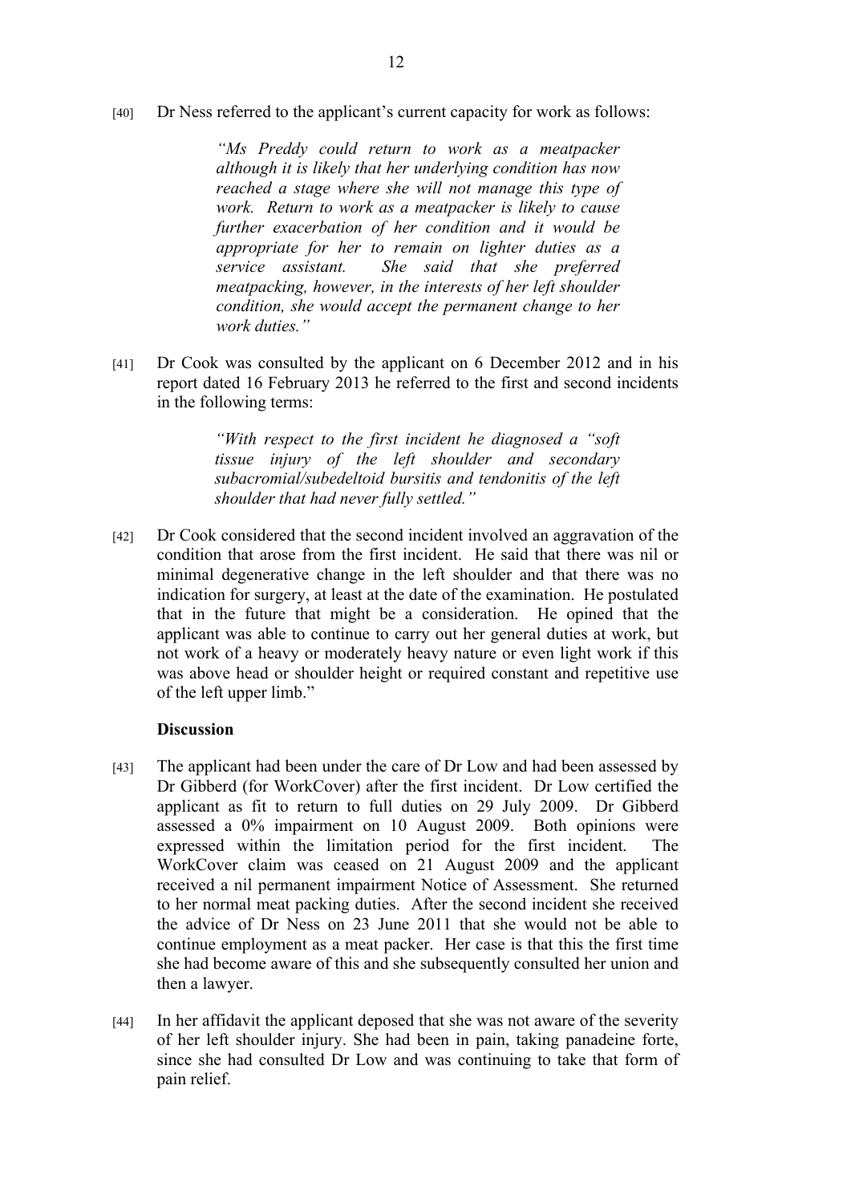[40] Dr Ness referred to the applicant's current capacity for work as follows:

> *"Ms Preddy could return to work as a meatpacker although it is likely that her underlying condition has now reached a stage where she will not manage this type of work. Return to work as a meatpacker is likely to cause further exacerbation of her condition and it would be appropriate for her to remain on lighter duties as a service assistant. She said that she preferred meatpacking, however, in the interests of her left shoulder condition, she would accept the permanent change to her work duties."*

[41] Dr Cook was consulted by the applicant on 6 December 2012 and in his report dated 16 February 2013 he referred to the first and second incidents in the following terms:

> *"With respect to the first incident he diagnosed a "soft tissue injury of the left shoulder and secondary subacromial/subedeltoid bursitis and tendonitis of the left shoulder that had never fully settled."*

[42] Dr Cook considered that the second incident involved an aggravation of the condition that arose from the first incident. He said that there was nil or minimal degenerative change in the left shoulder and that there was no indication for surgery, at least at the date of the examination. He postulated that in the future that might be a consideration. He opined that the applicant was able to continue to carry out her general duties at work, but not work of a heavy or moderately heavy nature or even light work if this was above head or shoulder height or required constant and repetitive use of the left upper limb."

**Discussion**

[43] The applicant had been under the care of Dr Low and had been assessed by Dr Gibberd (for WorkCover) after the first incident. Dr Low certified the applicant as fit to return to full duties on 29 July 2009. Dr Gibberd assessed a 0% impairment on 10 August 2009. Both opinions were expressed within the limitation period for the first incident. The WorkCover claim was ceased on 21 August 2009 and the applicant received a nil permanent impairment Notice of Assessment. She returned to her normal meat packing duties. After the second incident she received the advice of Dr Ness on 23 June 2011 that she would not be able to continue employment as a meat packer. Her case is that this the first time she had become aware of this and she subsequently consulted her union and then a lawyer.

[44] In her affidavit the applicant deposed that she was not aware of the severity of her left shoulder injury. She had been in pain, taking panadeine forte, since she had consulted Dr Low and was continuing to take that form of pain relief.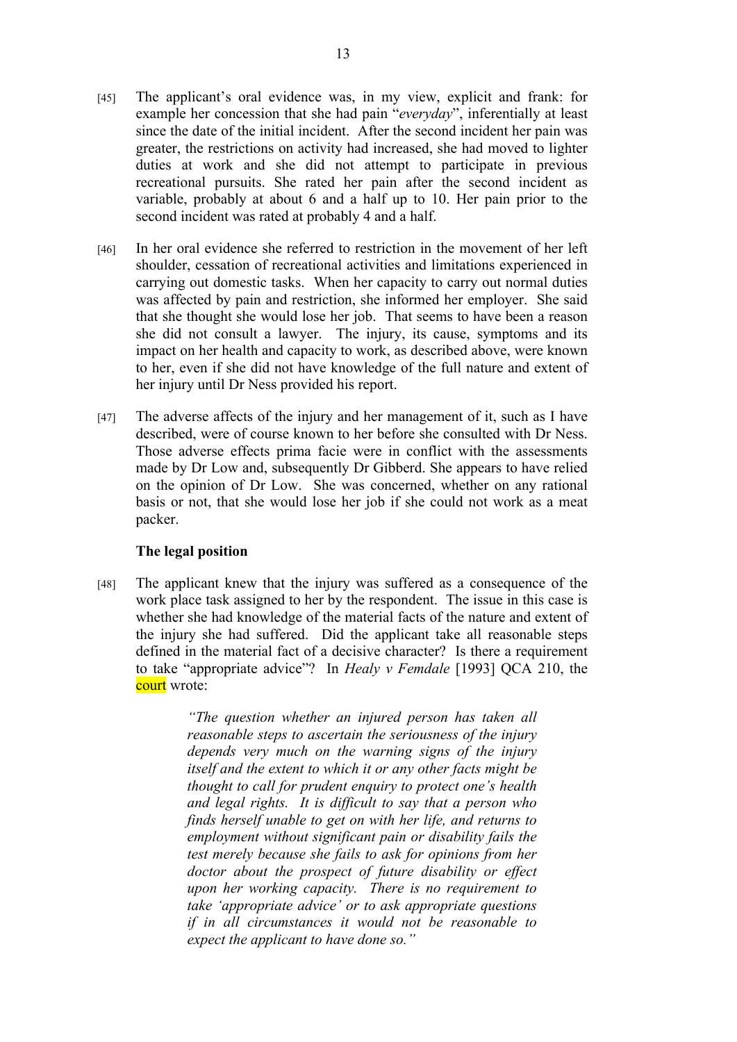[45] The applicant's oral evidence was, in my view, explicit and frank: for example her concession that she had pain "*everyday*", inferentially at least since the date of the initial incident. After the second incident her pain was greater, the restrictions on activity had increased, she had moved to lighter duties at work and she did not attempt to participate in previous recreational pursuits. She rated her pain after the second incident as variable, probably at about 6 and a half up to 10. Her pain prior to the second incident was rated at probably 4 and a half.

[46] In her oral evidence she referred to restriction in the movement of her left shoulder, cessation of recreational activities and limitations experienced in carrying out domestic tasks. When her capacity to carry out normal duties was affected by pain and restriction, she informed her employer. She said that she thought she would lose her job. That seems to have been a reason she did not consult a lawyer. The injury, its cause, symptoms and its impact on her health and capacity to work, as described above, were known to her, even if she did not have knowledge of the full nature and extent of her injury until Dr Ness provided his report.

[47] The adverse affects of the injury and her management of it, such as I have described, were of course known to her before she consulted with Dr Ness. Those adverse effects prima facie were in conflict with the assessments made by Dr Low and, subsequently Dr Gibberd. She appears to have relied on the opinion of Dr Low. She was concerned, whether on any rational basis or not, that she would lose her job if she could not work as a meat packer.

**The legal position**

[48] The applicant knew that the injury was suffered as a consequence of the work place task assigned to her by the respondent. The issue in this case is whether she had knowledge of the material facts of the nature and extent of the injury she had suffered. Did the applicant take all reasonable steps defined in the material fact of a decisive character? Is there a requirement to take "appropriate advice"? In *Healy v Femdale* [1993] QCA 210, the court wrote:

> *"The question whether an injured person has taken all reasonable steps to ascertain the seriousness of the injury depends very much on the warning signs of the injury itself and the extent to which it or any other facts might be thought to call for prudent enquiry to protect one's health and legal rights. It is difficult to say that a person who finds herself unable to get on with her life, and returns to employment without significant pain or disability fails the test merely because she fails to ask for opinions from her doctor about the prospect of future disability or effect upon her working capacity. There is no requirement to take 'appropriate advice' or to ask appropriate questions if in all circumstances it would not be reasonable to expect the applicant to have done so."*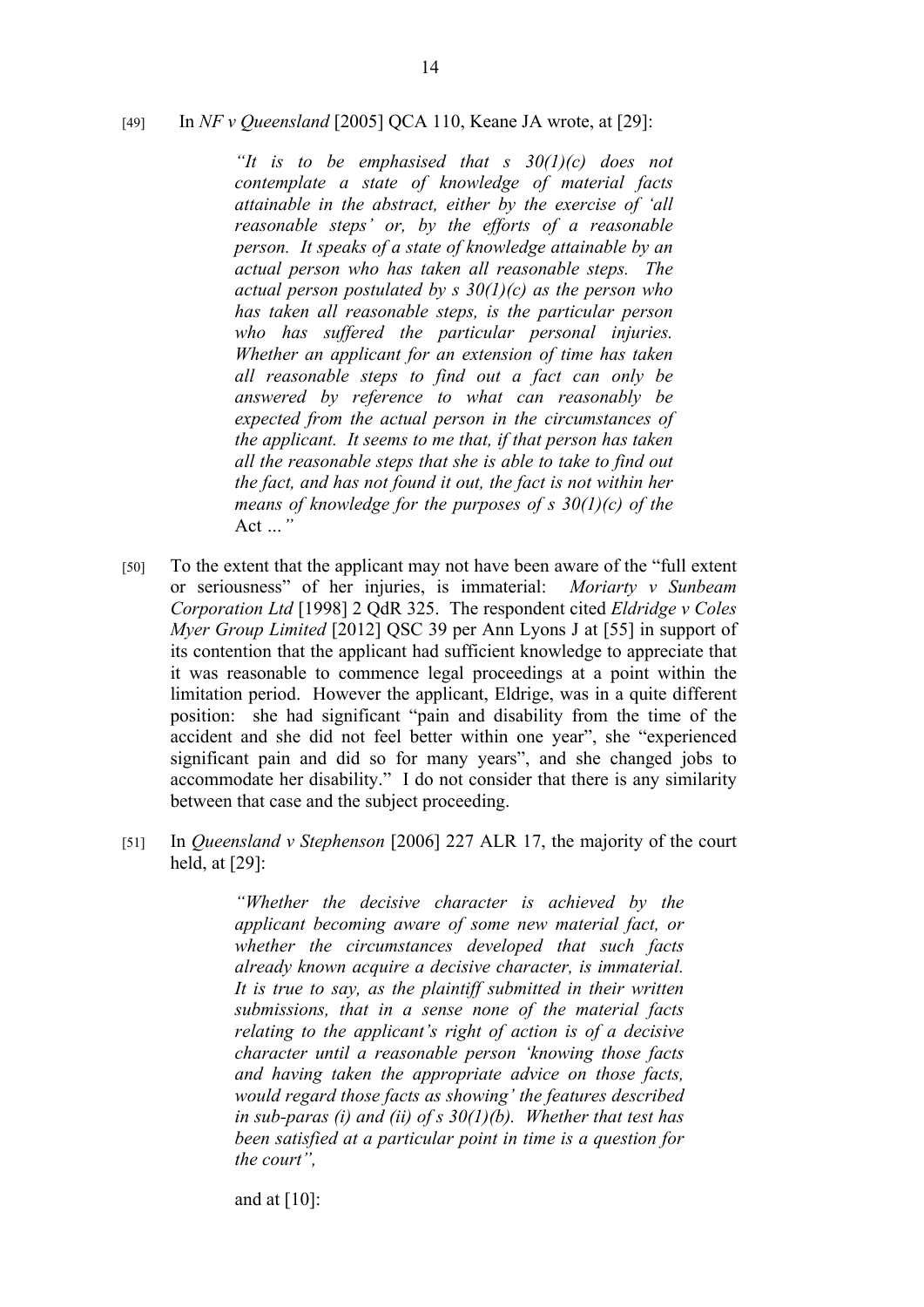[49] In *NF v Queensland* [2005] QCA 110, Keane JA wrote, at [29]:

> *"It is to be emphasised that s 30(1)(c) does not contemplate a state of knowledge of material facts attainable in the abstract, either by the exercise of 'all reasonable steps' or, by the efforts of a reasonable person. It speaks of a state of knowledge attainable by an actual person who has taken all reasonable steps. The actual person postulated by s 30(1)(c) as the person who has taken all reasonable steps, is the particular person who has suffered the particular personal injuries. Whether an applicant for an extension of time has taken all reasonable steps to find out a fact can only be answered by reference to what can reasonably be expected from the actual person in the circumstances of the applicant. It seems to me that, if that person has taken all the reasonable steps that she is able to take to find out the fact, and has not found it out, the fact is not within her means of knowledge for the purposes of s 30(1)(c) of the* Act *..."*

[50] To the extent that the applicant may not have been aware of the "full extent or seriousness" of her injuries, is immaterial: *Moriarty v Sunbeam Corporation Ltd* [1998] 2 QdR 325. The respondent cited *Eldridge v Coles Myer Group Limited* [2012] QSC 39 per Ann Lyons J at [55] in support of its contention that the applicant had sufficient knowledge to appreciate that it was reasonable to commence legal proceedings at a point within the limitation period. However the applicant, Eldrige, was in a quite different position: she had significant "pain and disability from the time of the accident and she did not feel better within one year", she "experienced significant pain and did so for many years", and she changed jobs to accommodate her disability." I do not consider that there is any similarity between that case and the subject proceeding.

[51] In *Queensland v Stephenson* [2006] 227 ALR 17, the majority of the court held, at [29]:

> *"Whether the decisive character is achieved by the applicant becoming aware of some new material fact, or whether the circumstances developed that such facts already known acquire a decisive character, is immaterial. It is true to say, as the plaintiff submitted in their written submissions, that in a sense none of the material facts relating to the applicant's right of action is of a decisive character until a reasonable person 'knowing those facts and having taken the appropriate advice on those facts, would regard those facts as showing' the features described in sub-paras (i) and (ii) of s 30(1)(b). Whether that test has been satisfied at a particular point in time is a question for the court",*

and at [10]: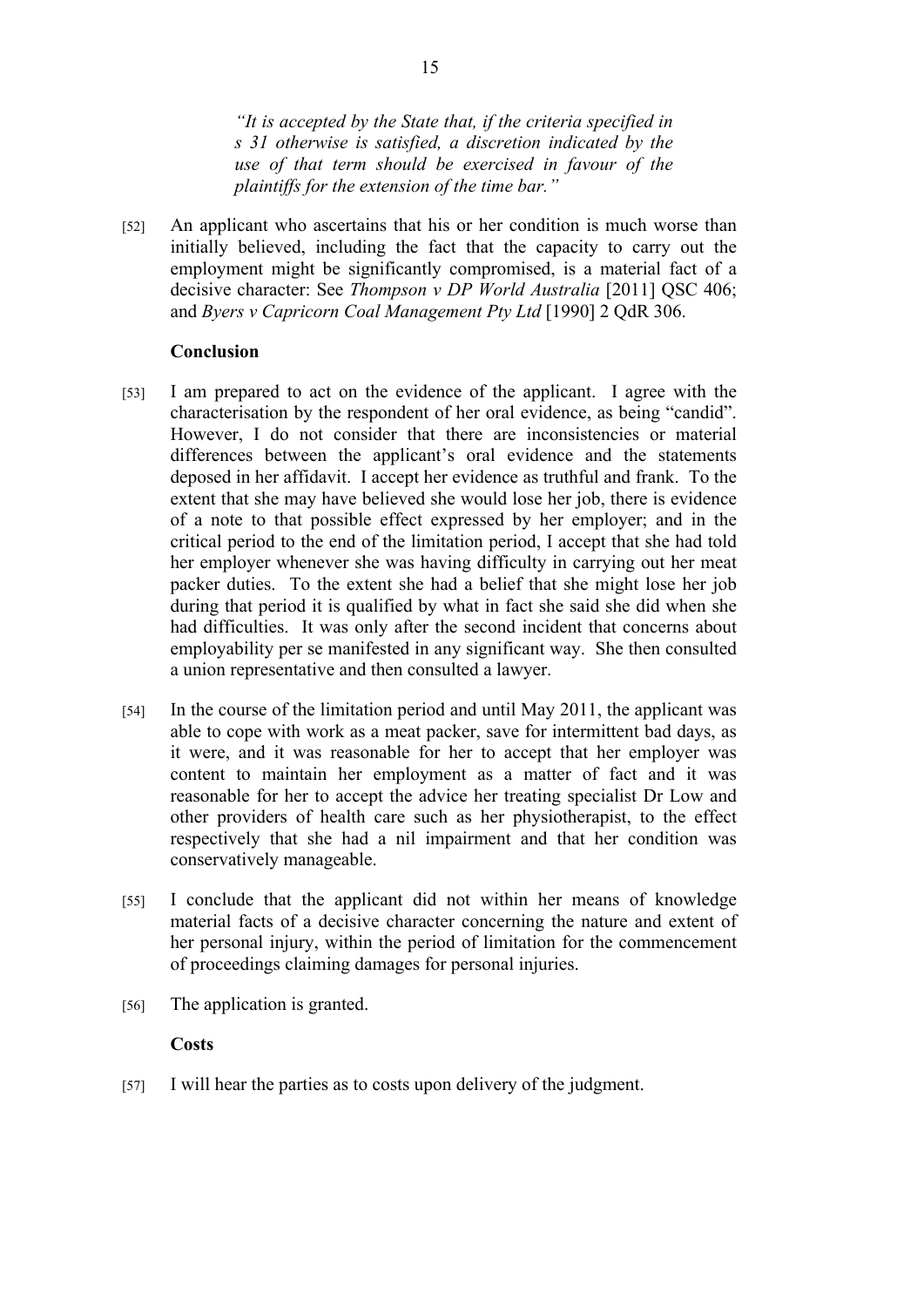> *"It is accepted by the State that, if the criteria specified in s 31 otherwise is satisfied, a discretion indicated by the use of that term should be exercised in favour of the plaintiffs for the extension of the time bar."*

[52] An applicant who ascertains that his or her condition is much worse than initially believed, including the fact that the capacity to carry out the employment might be significantly compromised, is a material fact of a decisive character: See *Thompson v DP World Australia* [2011] QSC 406; and *Byers v Capricorn Coal Management Pty Ltd* [1990] 2 QdR 306.

**Conclusion**

[53] I am prepared to act on the evidence of the applicant. I agree with the characterisation by the respondent of her oral evidence, as being "candid". However, I do not consider that there are inconsistencies or material differences between the applicant's oral evidence and the statements deposed in her affidavit. I accept her evidence as truthful and frank. To the extent that she may have believed she would lose her job, there is evidence of a note to that possible effect expressed by her employer; and in the critical period to the end of the limitation period, I accept that she had told her employer whenever she was having difficulty in carrying out her meat packer duties. To the extent she had a belief that she might lose her job during that period it is qualified by what in fact she said she did when she had difficulties. It was only after the second incident that concerns about employability per se manifested in any significant way. She then consulted a union representative and then consulted a lawyer.

[54] In the course of the limitation period and until May 2011, the applicant was able to cope with work as a meat packer, save for intermittent bad days, as it were, and it was reasonable for her to accept that her employer was content to maintain her employment as a matter of fact and it was reasonable for her to accept the advice her treating specialist Dr Low and other providers of health care such as her physiotherapist, to the effect respectively that she had a nil impairment and that her condition was conservatively manageable.

[55] I conclude that the applicant did not within her means of knowledge material facts of a decisive character concerning the nature and extent of her personal injury, within the period of limitation for the commencement of proceedings claiming damages for personal injuries.

[56] The application is granted.

**Costs**

[57] I will hear the parties as to costs upon delivery of the judgment.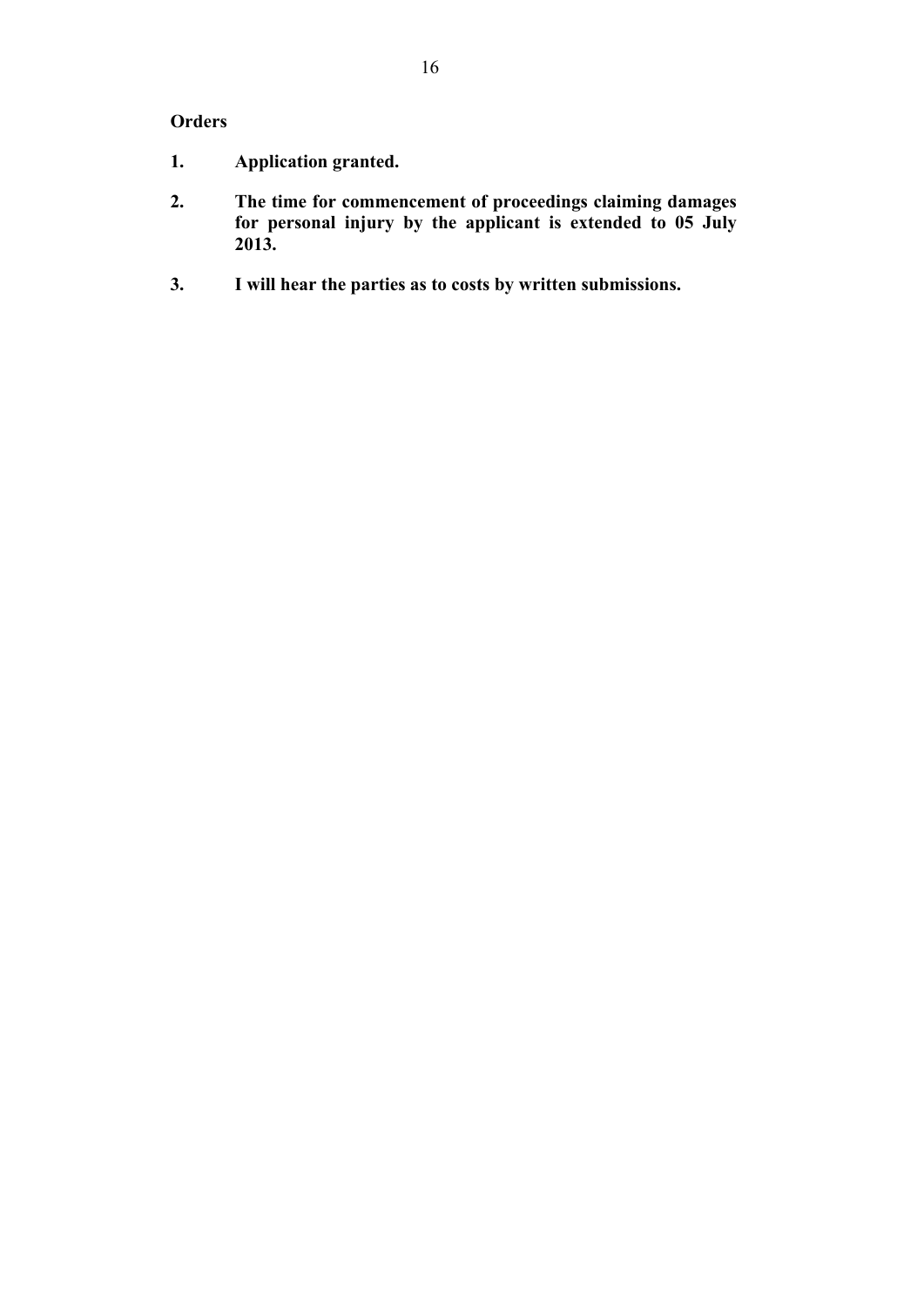**Orders**

**1. Application granted.**

**2. The time for commencement of proceedings claiming damages for personal injury by the applicant is extended to 05 July 2013.**

**3. I will hear the parties as to costs by written submissions.**